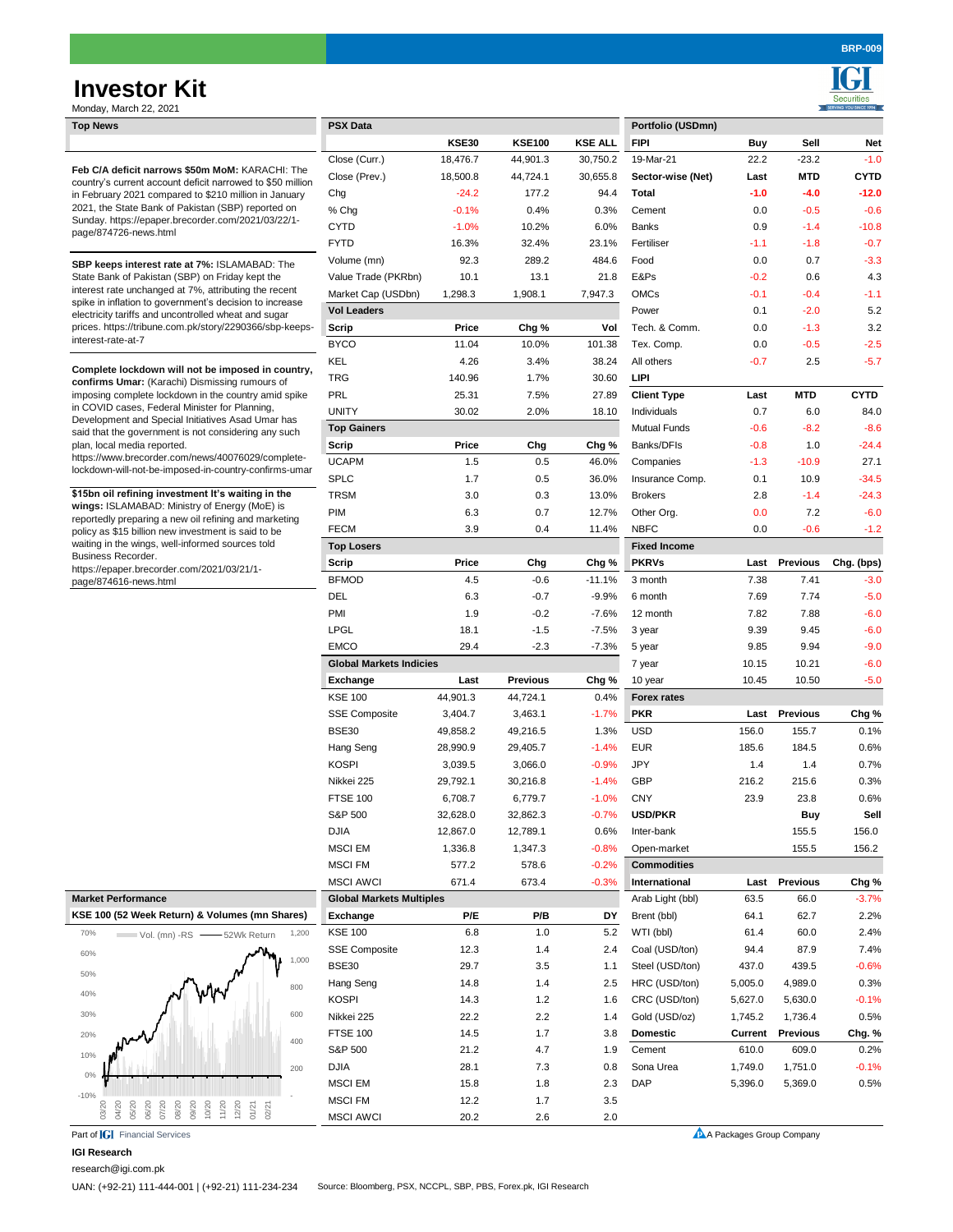# Investor Kit

Monday, March 22, 2021

BRP-009

## Top News

**Feb C/A deficit narrows $50m MoM:** KARACHI: The country's current account deficit narrowed to $50 million in February 2021 compared to $210 million in January 2021, the State Bank of Pakistan (SBP) reported on Sunday. https://epaper.brecorder.com/2021/03/22/1-page/874726-news.html

**SBP keeps interest rate at 7%:** ISLAMABAD: The State Bank of Pakistan (SBP) on Friday kept the interest rate unchanged at 7%, attributing the recent spike in inflation to government's decision to increase electricity tariffs and uncontrolled wheat and sugar prices. https://tribune.com.pk/story/2290366/sbp-keeps-interest-rate-at-7

**Complete lockdown will not be imposed in country, confirms Umar:** (Karachi) Dismissing rumours of imposing complete lockdown in the country amid spike in COVID cases, Federal Minister for Planning, Development and Special Initiatives Asad Umar has said that the government is not considering any such plan, local media reported. https://www.brecorder.com/news/40076029/complete-lockdown-will-not-be-imposed-in-country-confirms-umar

**$15bn oil refining investment It's waiting in the wings:** ISLAMABAD: Ministry of Energy (MoE) is reportedly preparing a new oil refining and marketing policy as $15 billion new investment is said to be waiting in the wings, well-informed sources told Business Recorder. https://epaper.brecorder.com/2021/03/21/1-page/874616-news.html

## Market Performance

KSE 100 (52 Week Return) & Volumes (mn Shares)

## PSX Data

| | KSE30 | KSE100 | KSE ALL |
|---|---|---|---|
| Close (Curr.) | 18,476.7 | 44,901.3 | 30,750.2 |
| Close (Prev.) | 18,500.8 | 44,724.1 | 30,655.8 |
| Chg | -24.2 | 177.2 | 94.4 |
| % Chg | -0.1% | 0.4% | 0.3% |
| CYTD | -1.0% | 10.2% | 6.0% |
| FYTD | 16.3% | 32.4% | 23.1% |
| Volume (mn) | 92.3 | 289.2 | 484.6 |
| Value Trade (PKRbn) | 10.1 | 13.1 | 21.8 |
| Market Cap (USDbn) | 1,298.3 | 1,908.1 | 7,947.3 |

### Vol Leaders

| Scrip | Price | Chg % | Vol |
|---|---|---|---|
| BYCO | 11.04 | 10.0% | 101.38 |
| KEL | 4.26 | 3.4% | 38.24 |
| TRG | 140.96 | 1.7% | 30.60 |
| PRL | 25.31 | 7.5% | 27.89 |
| UNITY | 30.02 | 2.0% | 18.10 |

### Top Gainers

| Scrip | Price | Chg | Chg % |
|---|---|---|---|
| UCAPM | 1.5 | 0.5 | 46.0% |
| SPLC | 1.7 | 0.5 | 36.0% |
| TRSM | 3.0 | 0.3 | 13.0% |
| PIM | 6.3 | 0.7 | 12.7% |
| FECM | 3.9 | 0.4 | 11.4% |

### Top Losers

| Scrip | Price | Chg | Chg % |
|---|---|---|---|
| BFMOD | 4.5 | -0.6 | -11.1% |
| DEL | 6.3 | -0.7 | -9.9% |
| PMI | 1.9 | -0.2 | -7.6% |
| LPGL | 18.1 | -1.5 | -7.5% |
| EMCO | 29.4 | -2.3 | -7.3% |

### Global Markets Indicies

| Exchange | Last | Previous | Chg % |
|---|---|---|---|
| KSE 100 | 44,901.3 | 44,724.1 | 0.4% |
| SSE Composite | 3,404.7 | 3,463.1 | -1.7% |
| BSE30 | 49,858.2 | 49,216.5 | 1.3% |
| Hang Seng | 28,990.9 | 29,405.7 | -1.4% |
| KOSPI | 3,039.5 | 3,066.0 | -0.9% |
| Nikkei 225 | 29,792.1 | 30,216.8 | -1.4% |
| FTSE 100 | 6,708.7 | 6,779.7 | -1.0% |
| S&P 500 | 32,628.0 | 32,862.3 | -0.7% |
| DJIA | 12,867.0 | 12,789.1 | 0.6% |
| MSCI EM | 1,336.8 | 1,347.3 | -0.8% |
| MSCI FM | 577.2 | 578.6 | -0.2% |
| MSCI AWCI | 671.4 | 673.4 | -0.3% |

### Global Markets Multiples

| Exchange | P/E | P/B | DY |
|---|---|---|---|
| KSE 100 | 6.8 | 1.0 | 5.2 |
| SSE Composite | 12.3 | 1.4 | 2.4 |
| BSE30 | 29.7 | 3.5 | 1.1 |
| Hang Seng | 14.8 | 1.4 | 2.5 |
| KOSPI | 14.3 | 1.2 | 1.6 |
| Nikkei 225 | 22.2 | 2.2 | 1.4 |
| FTSE 100 | 14.5 | 1.7 | 3.8 |
| S&P 500 | 21.2 | 4.7 | 1.9 |
| DJIA | 28.1 | 7.3 | 0.8 |
| MSCI EM | 15.8 | 1.8 | 2.3 |
| MSCI FM | 12.2 | 1.7 | 3.5 |
| MSCI AWCI | 20.2 | 2.6 | 2.0 |

## Portfolio (USDmn)

| FIPI | Buy | Sell | Net |
|---|---|---|---|
| 19-Mar-21 | 22.2 | -23.2 | -1.0 |
| **Sector-wise (Net)** | **Last** | **MTD** | **CYTD** |
| **Total** | -1.0 | -4.0 | -12.0 |
| Cement | 0.0 | -0.5 | -0.6 |
| Banks | 0.9 | -1.4 | -10.8 |
| Fertiliser | -1.1 | -1.8 | -0.7 |
| Food | 0.0 | 0.7 | -3.3 |
| E&Ps | -0.2 | 0.6 | 4.3 |
| OMCs | -0.1 | -0.4 | -1.1 |
| Power | 0.1 | -2.0 | 5.2 |
| Tech. & Comm. | 0.0 | -1.3 | 3.2 |
| Tex. Comp. | 0.0 | -0.5 | -2.5 |
| All others | -0.7 | 2.5 | -5.7 |

### LIPI

| Client Type | Last | MTD | CYTD |
|---|---|---|---|
| Individuals | 0.7 | 6.0 | 84.0 |
| Mutual Funds | -0.6 | -8.2 | -8.6 |
| Banks/DFIs | -0.8 | 1.0 | -24.4 |
| Companies | -1.3 | -10.9 | 27.1 |
| Insurance Comp. | 0.1 | 10.9 | -34.5 |
| Brokers | 2.8 | -1.4 | -24.3 |
| Other Org. | 0.0 | 7.2 | -6.0 |
| NBFC | 0.0 | -0.6 | -1.2 |

### Fixed Income

| PKRVs | Last | Previous | Chg. (bps) |
|---|---|---|---|
| 3 month | 7.38 | 7.41 | -3.0 |
| 6 month | 7.69 | 7.74 | -5.0 |
| 12 month | 7.82 | 7.88 | -6.0 |
| 3 year | 9.39 | 9.45 | -6.0 |
| 5 year | 9.85 | 9.94 | -9.0 |
| 7 year | 10.15 | 10.21 | -6.0 |
| 10 year | 10.45 | 10.50 | -5.0 |

### Forex rates

| PKR | Last | Previous | Chg % |
|---|---|---|---|
| USD | 156.0 | 155.7 | 0.1% |
| EUR | 185.6 | 184.5 | 0.6% |
| JPY | 1.4 | 1.4 | 0.7% |
| GBP | 216.2 | 215.6 | 0.3% |
| CNY | 23.9 | 23.8 | 0.6% |

| USD/PKR | | Buy | Sell |
|---|---|---|---|
| Inter-bank | | 155.5 | 156.0 |
| Open-market | | 155.5 | 156.2 |

### Commodities

| International | Last | Previous | Chg % |
|---|---|---|---|
| Arab Light (bbl) | 63.5 | 66.0 | -3.7% |
| Brent (bbl) | 64.1 | 62.7 | 2.2% |
| WTI (bbl) | 61.4 | 60.0 | 2.4% |
| Coal (USD/ton) | 94.4 | 87.9 | 7.4% |
| Steel (USD/ton) | 437.0 | 439.5 | -0.6% |
| HRC (USD/ton) | 5,005.0 | 4,989.0 | 0.3% |
| CRC (USD/ton) | 5,627.0 | 5,630.0 | -0.1% |
| Gold (USD/oz) | 1,745.2 | 1,736.4 | 0.5% |
| **Domestic** | **Current** | **Previous** | **Chg. %** |
| Cement | 610.0 | 609.0 | 0.2% |
| Sona Urea | 1,749.0 | 1,751.0 | -0.1% |
| DAP | 5,396.0 | 5,369.0 | 0.5% |

Part of IGI Financial Services — A Packages Group Company

**IGI Research**

research@igi.com.pk

UAN: (+92-21) 111-444-001 | (+92-21) 111-234-234

Source: Bloomberg, PSX, NCCPL, SBP, PBS, Forex.pk, IGI Research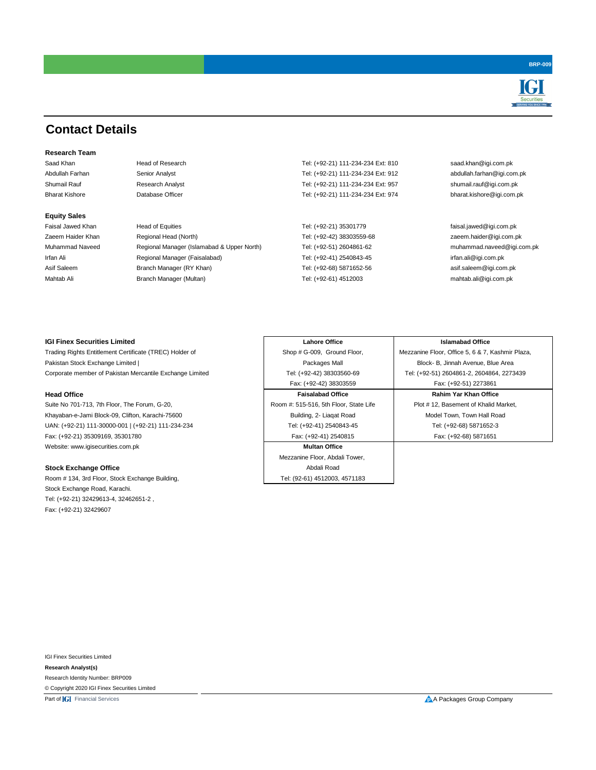## Contact Details

### Research Team

| | | | |
|---|---|---|---|
| Saad Khan | Head of Research | Tel: (+92-21) 111-234-234 Ext: 810 | saad.khan@igi.com.pk |
| Abdullah Farhan | Senior Analyst | Tel: (+92-21) 111-234-234 Ext: 912 | abdullah.farhan@igi.com.pk |
| Shumail Rauf | Research Analyst | Tel: (+92-21) 111-234-234 Ext: 957 | shumail.rauf@igi.com.pk |
| Bharat Kishore | Database Officer | Tel: (+92-21) 111-234-234 Ext: 974 | bharat.kishore@igi.com.pk |

### Equity Sales

| | | | |
|---|---|---|---|
| Faisal Jawed Khan | Head of Equities | Tel: (+92-21) 35301779 | faisal.jawed@igi.com.pk |
| Zaeem Haider Khan | Regional Head (North) | Tel: (+92-42) 38303559-68 | zaeem.haider@igi.com.pk |
| Muhammad Naveed | Regional Manager (Islamabad & Upper North) | Tel: (+92-51) 2604861-62 | muhammad.naveed@igi.com.pk |
| Irfan Ali | Regional Manager (Faisalabad) | Tel: (+92-41) 2540843-45 | irfan.ali@igi.com.pk |
| Asif Saleem | Branch Manager (RY Khan) | Tel: (+92-68) 5871652-56 | asif.saleem@igi.com.pk |
| Mahtab Ali | Branch Manager (Multan) | Tel: (+92-61) 4512003 | mahtab.ali@igi.com.pk |

**IGI Finex Securities Limited**

Trading Rights Entitlement Certificate (TREC) Holder of Pakistan Stock Exchange Limited |
Corporate member of Pakistan Mercantile Exchange Limited

**Head Office**

Suite No 701-713, 7th Floor, The Forum, G-20,
Khayaban-e-Jami Block-09, Clifton, Karachi-75600
UAN: (+92-21) 111-30000-001 | (+92-21) 111-234-234
Fax: (+92-21) 35309169, 35301780
Website: www.igisecurities.com.pk

**Stock Exchange Office**

Room # 134, 3rd Floor, Stock Exchange Building,
Stock Exchange Road, Karachi.
Tel: (+92-21) 32429613-4, 32462651-2 ,
Fax: (+92-21) 32429607

| Lahore Office | Islamabad Office |
|---|---|
| Shop # G-009, Ground Floor, | Mezzanine Floor, Office 5, 6 & 7, Kashmir Plaza, |
| Packages Mall | Block- B, Jinnah Avenue, Blue Area |
| Tel: (+92-42) 38303560-69 | Tel: (+92-51) 2604861-2, 2604864, 2273439 |
| Fax: (+92-42) 38303559 | Fax: (+92-51) 2273861 |
| **Faisalabad Office** | **Rahim Yar Khan Office** |
| Room #: 515-516, 5th Floor, State Life | Plot # 12, Basement of Khalid Market, |
| Building, 2- Liaqat Road | Model Town, Town Hall Road |
| Tel: (+92-41) 2540843-45 | Tel: (+92-68) 5871652-3 |
| Fax: (+92-41) 2540815 | Fax: (+92-68) 5871651 |
| **Multan Office** | |
| Mezzanine Floor, Abdali Tower, | |
| Abdali Road | |
| Tel: (92-61) 4512003, 4571183 | |

IGI Finex Securities Limited
**Research Analyst(s)**
Research Identity Number: BRP009
© Copyright 2020 IGI Finex Securities Limited